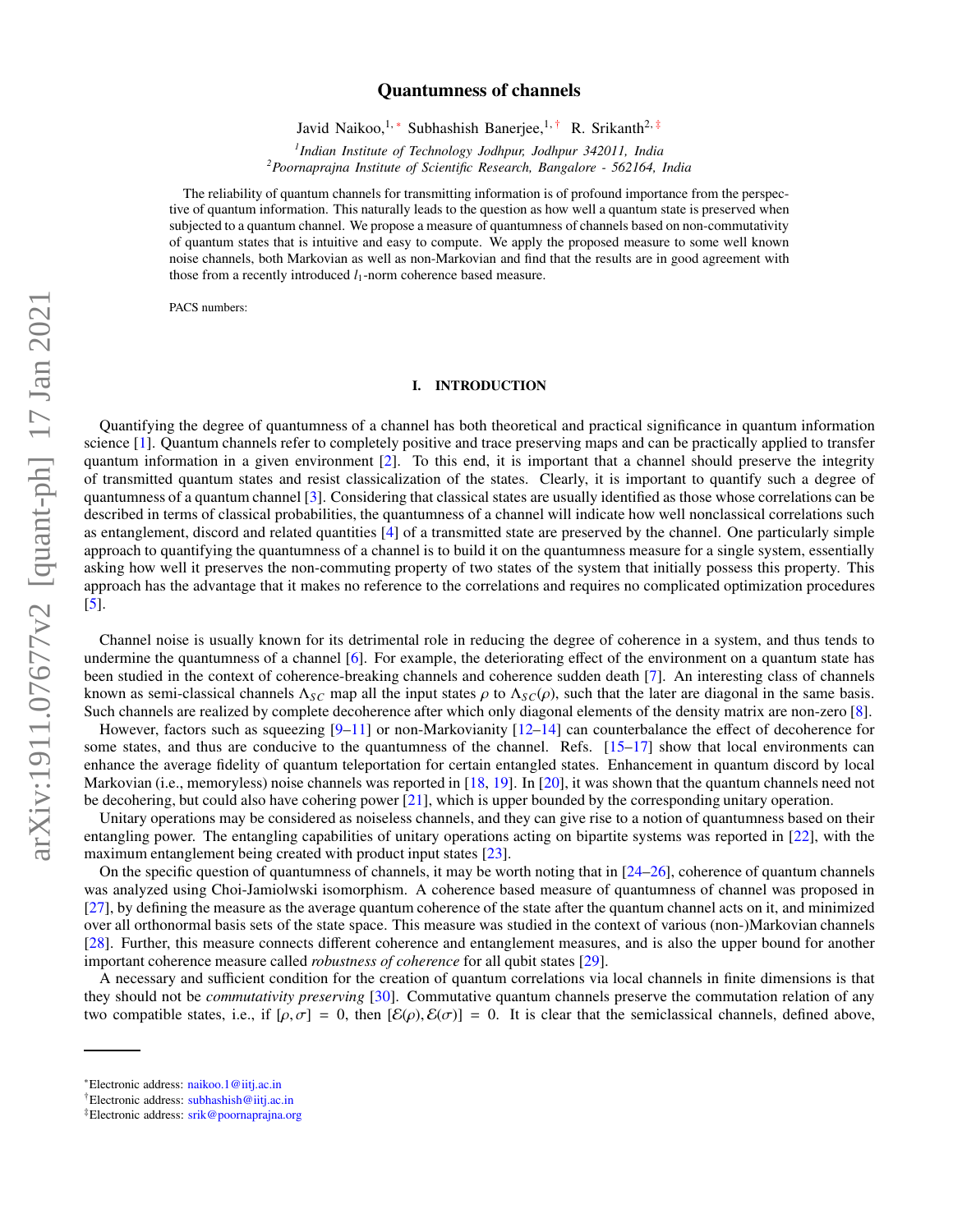# Quantumness of channels

Javid Naikoo,[1,*] Subhashish Banerjee,[1,†] R. Srikanth[2,‡]

[1] *Indian Institute of Technology Jodhpur, Jodhpur 342011, India*
[2] *Poornaprajna Institute of Scientific Research, Bangalore - 562164, India*

The reliability of quantum channels for transmitting information is of profound importance from the perspective of quantum information. This naturally leads to the question as how well a quantum state is preserved when subjected to a quantum channel. We propose a measure of quantumness of channels based on non-commutativity of quantum states that is intuitive and easy to compute. We apply the proposed measure to some well known noise channels, both Markovian as well as non-Markovian and find that the results are in good agreement with those from a recently introduced $l_1$-norm coherence based measure.

PACS numbers:

## I. INTRODUCTION

Quantifying the degree of quantumness of a channel has both theoretical and practical significance in quantum information science [1]. Quantum channels refer to completely positive and trace preserving maps and can be practically applied to transfer quantum information in a given environment [2]. To this end, it is important that a channel should preserve the integrity of transmitted quantum states and resist classicalization of the states. Clearly, it is important to quantify such a degree of quantumness of a quantum channel [3]. Considering that classical states are usually identified as those whose correlations can be described in terms of classical probabilities, the quantumness of a channel will indicate how well nonclassical correlations such as entanglement, discord and related quantities [4] of a transmitted state are preserved by the channel. One particularly simple approach to quantifying the quantumness of a channel is to build it on the quantumness measure for a single system, essentially asking how well it preserves the non-commuting property of two states of the system that initially possess this property. This approach has the advantage that it makes no reference to the correlations and requires no complicated optimization procedures [5].

Channel noise is usually known for its detrimental role in reducing the degree of coherence in a system, and thus tends to undermine the quantumness of a channel [6]. For example, the deteriorating effect of the environment on a quantum state has been studied in the context of coherence-breaking channels and coherence sudden death [7]. An interesting class of channels known as semi-classical channels $\Lambda_{SC}$ map all the input states $\rho$ to $\Lambda_{SC}(\rho)$, such that the later are diagonal in the same basis. Such channels are realized by complete decoherence after which only diagonal elements of the density matrix are non-zero [8].

However, factors such as squeezing [9–11] or non-Markovianity [12–14] can counterbalance the effect of decoherence for some states, and thus are conducive to the quantumness of the channel. Refs. [15–17] show that local environments can enhance the average fidelity of quantum teleportation for certain entangled states. Enhancement in quantum discord by local Markovian (i.e., memoryless) noise channels was reported in [18, 19]. In [20], it was shown that the quantum channels need not be decohering, but could also have cohering power [21], which is upper bounded by the corresponding unitary operation.

Unitary operations may be considered as noiseless channels, and they can give rise to a notion of quantumness based on their entangling power. The entangling capabilities of unitary operations acting on bipartite systems was reported in [22], with the maximum entanglement being created with product input states [23].

On the specific question of quantumness of channels, it may be worth noting that in [24–26], coherence of quantum channels was analyzed using Choi-Jamiolwski isomorphism. A coherence based measure of quantumness of channel was proposed in [27], by defining the measure as the average quantum coherence of the state after the quantum channel acts on it, and minimized over all orthonormal basis sets of the state space. This measure was studied in the context of various (non-)Markovian channels [28]. Further, this measure connects different coherence and entanglement measures, and is also the upper bound for another important coherence measure called *robustness of coherence* for all qubit states [29].

A necessary and sufficient condition for the creation of quantum correlations via local channels in finite dimensions is that they should not be *commutativity preserving* [30]. Commutative quantum channels preserve the commutation relation of any two compatible states, i.e., if $[\rho, \sigma] = 0$, then $[\mathcal{E}(\rho), \mathcal{E}(\sigma)] = 0$. It is clear that the semiclassical channels, defined above,

---

*Electronic address: naikoo.1@iitj.ac.in
†Electronic address: subhashish@iitj.ac.in
‡Electronic address: srik@poornaprajna.org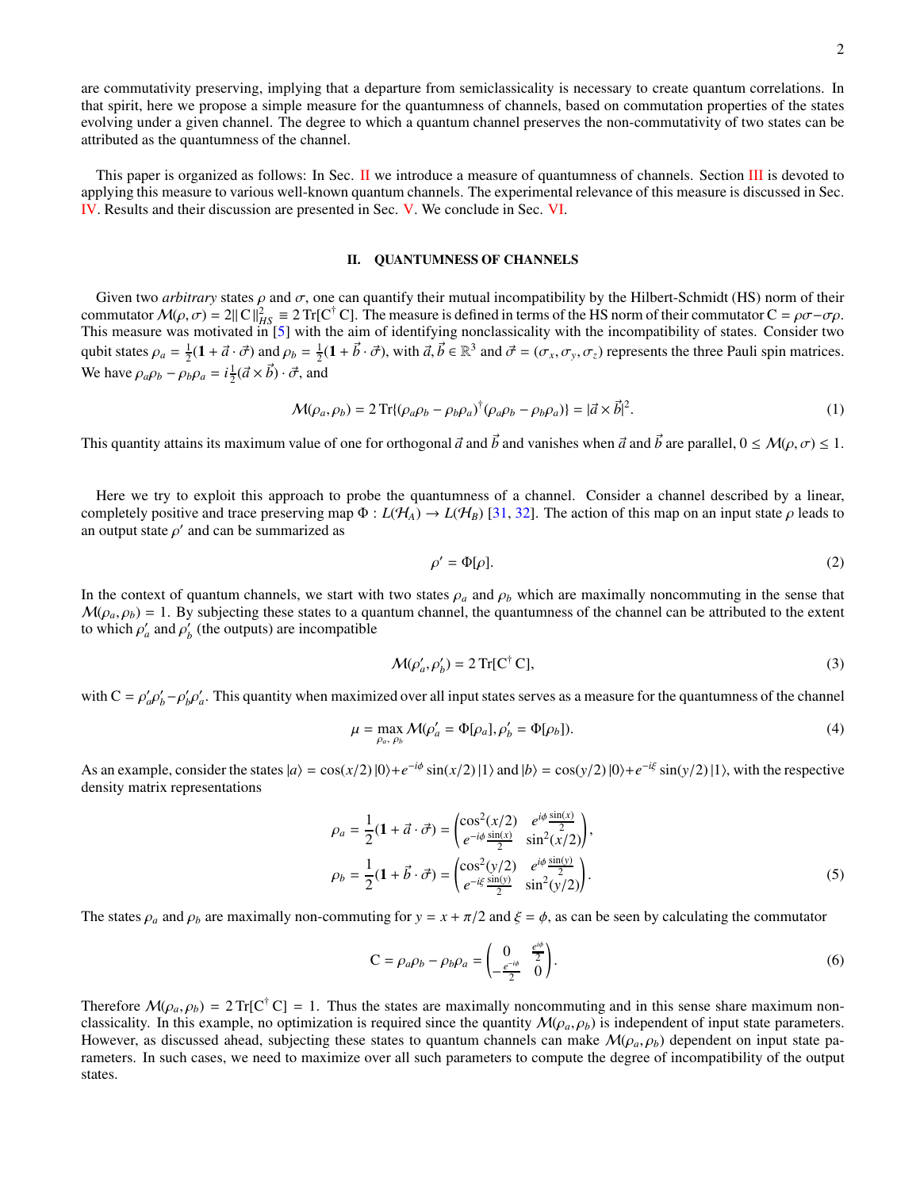are commutativity preserving, implying that a departure from semiclassicality is necessary to create quantum correlations. In that spirit, here we propose a simple measure for the quantumness of channels, based on commutation properties of the states evolving under a given channel. The degree to which a quantum channel preserves the non-commutativity of two states can be attributed as the quantumness of the channel.

This paper is organized as follows: In Sec. II we introduce a measure of quantumness of channels. Section III is devoted to applying this measure to various well-known quantum channels. The experimental relevance of this measure is discussed in Sec. IV. Results and their discussion are presented in Sec. V. We conclude in Sec. VI.

## II. QUANTUMNESS OF CHANNELS

Given two *arbitrary* states $\rho$ and $\sigma$, one can quantify their mutual incompatibility by the Hilbert-Schmidt (HS) norm of their commutator $\mathcal{M}(\rho,\sigma) = 2\|\,\mathrm{C}\,\|^2_{HS} \equiv 2\,\mathrm{Tr}[\mathrm{C}^\dagger\,\mathrm{C}]$. The measure is defined in terms of the HS norm of their commutator $\mathrm{C} = \rho\sigma - \sigma\rho$. This measure was motivated in [5] with the aim of identifying nonclassicality with the incompatibility of states. Consider two qubit states $\rho_a = \frac{1}{2}(\mathbf{1} + \vec{a}\cdot\vec{\sigma})$ and $\rho_b = \frac{1}{2}(\mathbf{1} + \vec{b}\cdot\vec{\sigma})$, with $\vec{a}, \vec{b} \in \mathbb{R}^3$ and $\vec{\sigma} = (\sigma_x, \sigma_y, \sigma_z)$ represents the three Pauli spin matrices. We have $\rho_a\rho_b - \rho_b\rho_a = i\frac{1}{2}(\vec{a}\times\vec{b})\cdot\vec{\sigma}$, and

$$\mathcal{M}(\rho_a, \rho_b) = 2\,\mathrm{Tr}\{(\rho_a\rho_b - \rho_b\rho_a)^\dagger(\rho_a\rho_b - \rho_b\rho_a)\} = |\vec{a}\times\vec{b}|^2. \tag{1}$$

This quantity attains its maximum value of one for orthogonal $\vec{a}$ and $\vec{b}$ and vanishes when $\vec{a}$ and $\vec{b}$ are parallel, $0 \leq \mathcal{M}(\rho,\sigma) \leq 1$.

Here we try to exploit this approach to probe the quantumness of a channel. Consider a channel described by a linear, completely positive and trace preserving map $\Phi : L(\mathcal{H}_A) \rightarrow L(\mathcal{H}_B)$ [31, 32]. The action of this map on an input state $\rho$ leads to an output state $\rho'$ and can be summarized as

$$\rho' = \Phi[\rho]. \tag{2}$$

In the context of quantum channels, we start with two states $\rho_a$ and $\rho_b$ which are maximally noncommuting in the sense that $\mathcal{M}(\rho_a, \rho_b) = 1$. By subjecting these states to a quantum channel, the quantumness of the channel can be attributed to the extent to which $\rho'_a$ and $\rho'_b$ (the outputs) are incompatible

$$\mathcal{M}(\rho'_a, \rho'_b) = 2\,\mathrm{Tr}[\mathrm{C}^\dagger\,\mathrm{C}], \tag{3}$$

with $\mathrm{C} = \rho'_a\rho'_b - \rho'_b\rho'_a$. This quantity when maximized over all input states serves as a measure for the quantumness of the channel

$$\mu = \max_{\rho_a,\,\rho_b} \mathcal{M}(\rho'_a = \Phi[\rho_a], \rho'_b = \Phi[\rho_b]). \tag{4}$$

As an example, consider the states $|a\rangle = \cos(x/2)\,|0\rangle + e^{-i\phi}\sin(x/2)\,|1\rangle$ and $|b\rangle = \cos(y/2)\,|0\rangle + e^{-i\xi}\sin(y/2)\,|1\rangle$, with the respective density matrix representations

$$\rho_a = \frac{1}{2}(\mathbf{1} + \vec{a}\cdot\vec{\sigma}) = \begin{pmatrix} \cos^2(x/2) & e^{i\phi}\frac{\sin(x)}{2} \\ e^{-i\phi}\frac{\sin(x)}{2} & \sin^2(x/2) \end{pmatrix},$$
$$\rho_b = \frac{1}{2}(\mathbf{1} + \vec{b}\cdot\vec{\sigma}) = \begin{pmatrix} \cos^2(y/2) & e^{i\phi}\frac{\sin(y)}{2} \\ e^{-i\xi}\frac{\sin(y)}{2} & \sin^2(y/2) \end{pmatrix}. \tag{5}$$

The states $\rho_a$ and $\rho_b$ are maximally non-commuting for $y = x + \pi/2$ and $\xi = \phi$, as can be seen by calculating the commutator

$$\mathrm{C} = \rho_a\rho_b - \rho_b\rho_a = \begin{pmatrix} 0 & \frac{e^{i\phi}}{2} \\ -\frac{e^{-i\phi}}{2} & 0 \end{pmatrix}. \tag{6}$$

Therefore $\mathcal{M}(\rho_a, \rho_b) = 2\,\mathrm{Tr}[\mathrm{C}^\dagger\,\mathrm{C}] = 1$. Thus the states are maximally noncommuting and in this sense share maximum non-classicality. In this example, no optimization is required since the quantity $\mathcal{M}(\rho_a, \rho_b)$ is independent of input state parameters. However, as discussed ahead, subjecting these states to quantum channels can make $\mathcal{M}(\rho_a, \rho_b)$ dependent on input state parameters. In such cases, we need to maximize over all such parameters to compute the degree of incompatibility of the output states.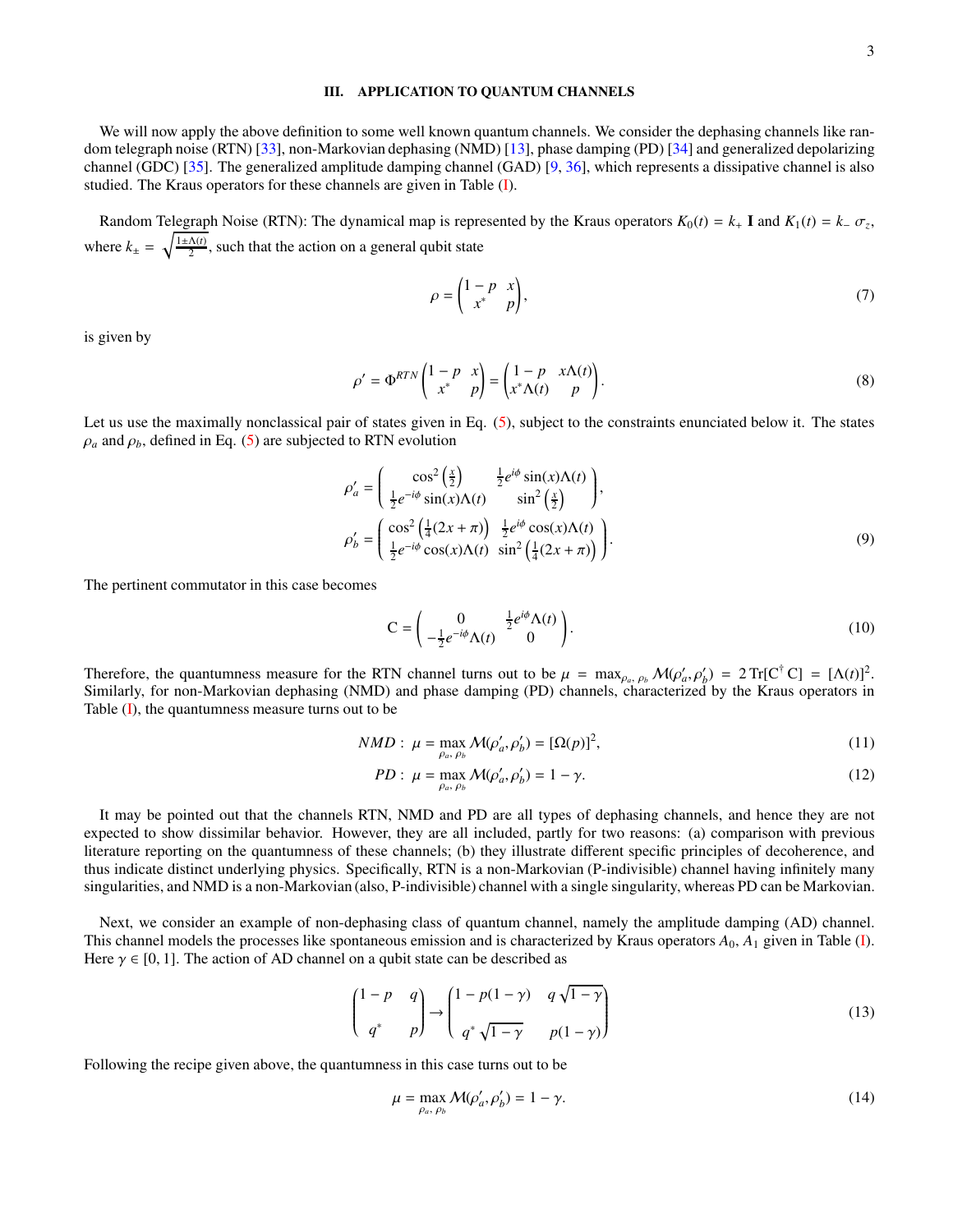## III. APPLICATION TO QUANTUM CHANNELS

We will now apply the above definition to some well known quantum channels. We consider the dephasing channels like random telegraph noise (RTN) [33], non-Markovian dephasing (NMD) [13], phase damping (PD) [34] and generalized depolarizing channel (GDC) [35]. The generalized amplitude damping channel (GAD) [9, 36], which represents a dissipative channel is also studied. The Kraus operators for these channels are given in Table (I).

Random Telegraph Noise (RTN): The dynamical map is represented by the Kraus operators $K_0(t) = k_+ \, \mathbf{I}$ and $K_1(t) = k_- \, \sigma_z$, where $k_\pm = \sqrt{\frac{1 \pm \Lambda(t)}{2}}$, such that the action on a general qubit state

$$\rho = \begin{pmatrix} 1-p & x \\ x^* & p \end{pmatrix}, \tag{7}$$

is given by

$$\rho' = \Phi^{RTN} \begin{pmatrix} 1-p & x \\ x^* & p \end{pmatrix} = \begin{pmatrix} 1-p & x\Lambda(t) \\ x^*\Lambda(t) & p \end{pmatrix}. \tag{8}$$

Let us use the maximally nonclassical pair of states given in Eq. (5), subject to the constraints enunciated below it. The states $\rho_a$ and $\rho_b$, defined in Eq. (5) are subjected to RTN evolution

$$\rho_a' = \begin{pmatrix} \cos^2\left(\frac{x}{2}\right) & \frac{1}{2}e^{i\phi}\sin(x)\Lambda(t) \\ \frac{1}{2}e^{-i\phi}\sin(x)\Lambda(t) & \sin^2\left(\frac{x}{2}\right) \end{pmatrix},$$

$$\rho_b' = \begin{pmatrix} \cos^2\left(\frac{1}{4}(2x+\pi)\right) & \frac{1}{2}e^{i\phi}\cos(x)\Lambda(t) \\ \frac{1}{2}e^{-i\phi}\cos(x)\Lambda(t) & \sin^2\left(\frac{1}{4}(2x+\pi)\right) \end{pmatrix}. \tag{9}$$

The pertinent commutator in this case becomes

$$\mathrm{C} = \begin{pmatrix} 0 & \frac{1}{2}e^{i\phi}\Lambda(t) \\ -\frac{1}{2}e^{-i\phi}\Lambda(t) & 0 \end{pmatrix}. \tag{10}$$

Therefore, the quantumness measure for the RTN channel turns out to be $\mu = \max_{\rho_a, \rho_b} \mathcal{M}(\rho_a', \rho_b') = 2\,\mathrm{Tr}[\mathrm{C}^\dagger \, \mathrm{C}] = [\Lambda(t)]^2$. Similarly, for non-Markovian dephasing (NMD) and phase damping (PD) channels, characterized by the Kraus operators in Table (I), the quantumness measure turns out to be

$$NMD: \; \mu = \max_{\rho_a, \rho_b} \mathcal{M}(\rho_a', \rho_b') = [\Omega(p)]^2, \tag{11}$$

$$PD: \; \mu = \max_{\rho_a, \rho_b} \mathcal{M}(\rho_a', \rho_b') = 1 - \gamma. \tag{12}$$

It may be pointed out that the channels RTN, NMD and PD are all types of dephasing channels, and hence they are not expected to show dissimilar behavior. However, they are all included, partly for two reasons: (a) comparison with previous literature reporting on the quantumness of these channels; (b) they illustrate different specific principles of decoherence, and thus indicate distinct underlying physics. Specifically, RTN is a non-Markovian (P-indivisible) channel having infinitely many singularities, and NMD is a non-Markovian (also, P-indivisible) channel with a single singularity, whereas PD can be Markovian.

Next, we consider an example of non-dephasing class of quantum channel, namely the amplitude damping (AD) channel. This channel models the processes like spontaneous emission and is characterized by Kraus operators $A_0$, $A_1$ given in Table (I). Here $\gamma \in [0, 1]$. The action of AD channel on a qubit state can be described as

$$\begin{pmatrix} 1-p & q \\ q^* & p \end{pmatrix} \rightarrow \begin{pmatrix} 1 - p(1-\gamma) & q\sqrt{1-\gamma} \\ q^*\sqrt{1-\gamma} & p(1-\gamma) \end{pmatrix} \tag{13}$$

Following the recipe given above, the quantumness in this case turns out to be

$$\mu = \max_{\rho_a, \rho_b} \mathcal{M}(\rho_a', \rho_b') = 1 - \gamma. \tag{14}$$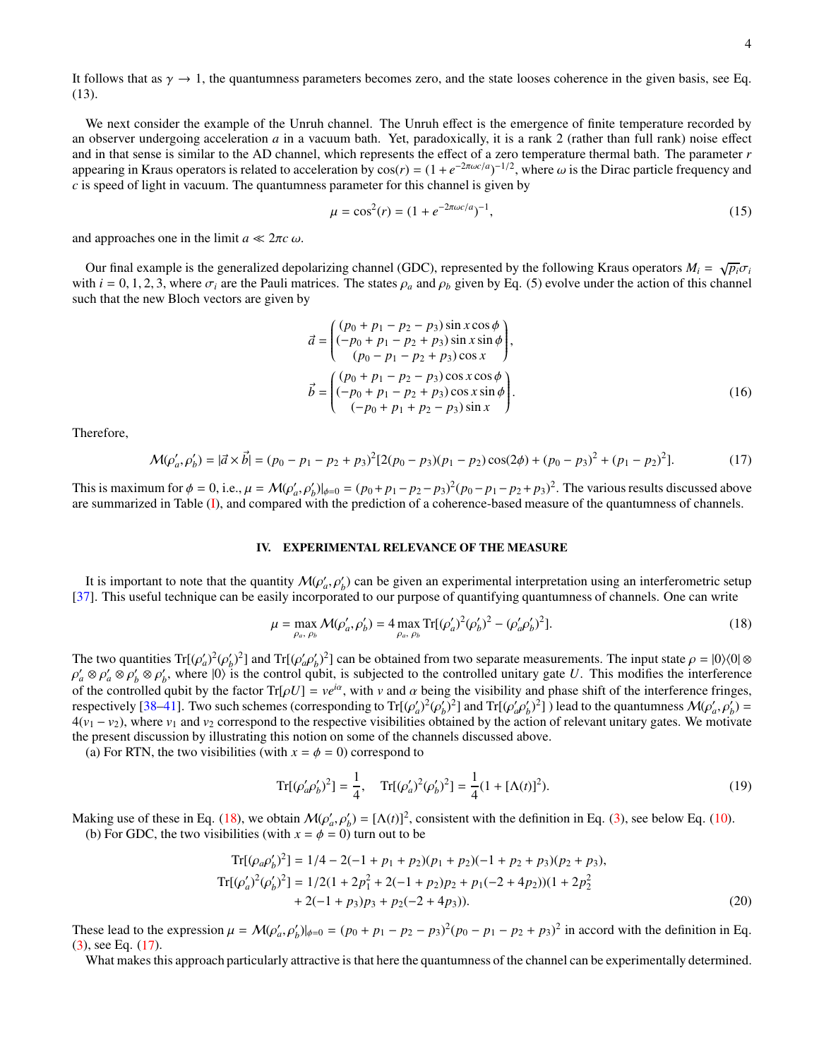It follows that as $\gamma \to 1$, the quantumness parameters becomes zero, and the state looses coherence in the given basis, see Eq. (13).

We next consider the example of the Unruh channel. The Unruh effect is the emergence of finite temperature recorded by an observer undergoing acceleration $a$ in a vacuum bath. Yet, paradoxically, it is a rank 2 (rather than full rank) noise effect and in that sense is similar to the AD channel, which represents the effect of a zero temperature thermal bath. The parameter $r$ appearing in Kraus operators is related to acceleration by $\cos(r) = (1 + e^{-2\pi\omega c/a})^{-1/2}$, where $\omega$ is the Dirac particle frequency and $c$ is speed of light in vacuum. The quantumness parameter for this channel is given by

$$
\mu = \cos^2(r) = (1 + e^{-2\pi\omega c/a})^{-1}, \tag{15}
$$

and approaches one in the limit $a \ll 2\pi c\, \omega$.

Our final example is the generalized depolarizing channel (GDC), represented by the following Kraus operators $M_i = \sqrt{p_i}\sigma_i$ with $i = 0, 1, 2, 3$, where $\sigma_i$ are the Pauli matrices. The states $\rho_a$ and $\rho_b$ given by Eq. (5) evolve under the action of this channel such that the new Bloch vectors are given by

$$
\vec{a} = \begin{pmatrix} (p_0 + p_1 - p_2 - p_3)\sin x \cos\phi \\ (-p_0 + p_1 - p_2 + p_3)\sin x \sin\phi \\ (p_0 - p_1 - p_2 + p_3)\cos x \end{pmatrix},
$$

$$
\vec{b} = \begin{pmatrix} (p_0 + p_1 - p_2 - p_3)\cos x \cos\phi \\ (-p_0 + p_1 - p_2 + p_3)\cos x \sin\phi \\ (-p_0 + p_1 + p_2 - p_3)\sin x \end{pmatrix}. \tag{16}
$$

Therefore,

$$
\mathcal{M}(\rho_a', \rho_b') = |\vec{a} \times \vec{b}| = (p_0 - p_1 - p_2 + p_3)^2[2(p_0 - p_3)(p_1 - p_2)\cos(2\phi) + (p_0 - p_3)^2 + (p_1 - p_2)^2]. \tag{17}
$$

This is maximum for $\phi = 0$, i.e., $\mu = \mathcal{M}(\rho_a', \rho_b')|_{\phi=0} = (p_0 + p_1 - p_2 - p_3)^2(p_0 - p_1 - p_2 + p_3)^2$. The various results discussed above are summarized in Table (I), and compared with the prediction of a coherence-based measure of the quantumness of channels.

## IV. EXPERIMENTAL RELEVANCE OF THE MEASURE

It is important to note that the quantity $\mathcal{M}(\rho_a', \rho_b')$ can be given an experimental interpretation using an interferometric setup [37]. This useful technique can be easily incorporated to our purpose of quantifying quantumness of channels. One can write

$$
\mu = \max_{\rho_a,\, \rho_b} \mathcal{M}(\rho_a', \rho_b') = 4 \max_{\rho_a,\, \rho_b} \mathrm{Tr}[(\rho_a')^2(\rho_b')^2 - (\rho_a'\rho_b')^2]. \tag{18}
$$

The two quantities $\mathrm{Tr}[(\rho_a')^2(\rho_b')^2]$ and $\mathrm{Tr}[(\rho_a'\rho_b')^2]$ can be obtained from two separate measurements. The input state $\rho = |0\rangle\langle 0| \otimes \rho_a' \otimes \rho_a' \otimes \rho_b' \otimes \rho_b'$, where $|0\rangle$ is the control qubit, is subjected to the controlled unitary gate $U$. This modifies the interference of the controlled qubit by the factor $\mathrm{Tr}[\rho U] = ve^{i\alpha}$, with $v$ and $\alpha$ being the visibility and phase shift of the interference fringes, respectively [38–41]. Two such schemes (corresponding to $\mathrm{Tr}[(\rho_a')^2(\rho_b')^2]$ and $\mathrm{Tr}[(\rho_a'\rho_b')^2]$ ) lead to the quantumness $\mathcal{M}(\rho_a', \rho_b') = 4(v_1 - v_2)$, where $v_1$ and $v_2$ correspond to the respective visibilities obtained by the action of relevant unitary gates. We motivate the present discussion by illustrating this notion on some of the channels discussed above.

(a) For RTN, the two visibilities (with $x = \phi = 0$) correspond to

$$
\mathrm{Tr}[(\rho_a'\rho_b')^2] = \frac{1}{4}, \quad \mathrm{Tr}[(\rho_a')^2(\rho_b')^2] = \frac{1}{4}(1 + [\Lambda(t)]^2). \tag{19}
$$

Making use of these in Eq. (18), we obtain $\mathcal{M}(\rho_a', \rho_b') = [\Lambda(t)]^2$, consistent with the definition in Eq. (3), see below Eq. (10).

(b) For GDC, the two visibilities (with $x = \phi = 0$) turn out to be

$$
\begin{aligned}
\mathrm{Tr}[(\rho_a\rho_b')^2] &= 1/4 - 2(-1 + p_1 + p_2)(p_1 + p_2)(-1 + p_2 + p_3)(p_2 + p_3), \\
\mathrm{Tr}[(\rho_a')^2(\rho_b')^2] &= 1/2(1 + 2p_1^2 + 2(-1 + p_2)p_2 + p_1(-2 + 4p_2))(1 + 2p_2^2 \\
&\quad + 2(-1 + p_3)p_3 + p_2(-2 + 4p_3)).
\end{aligned} \tag{20}
$$

These lead to the expression $\mu = \mathcal{M}(\rho_a', \rho_b')|_{\phi=0} = (p_0 + p_1 - p_2 - p_3)^2(p_0 - p_1 - p_2 + p_3)^2$ in accord with the definition in Eq. (3), see Eq. (17).

What makes this approach particularly attractive is that here the quantumness of the channel can be experimentally determined.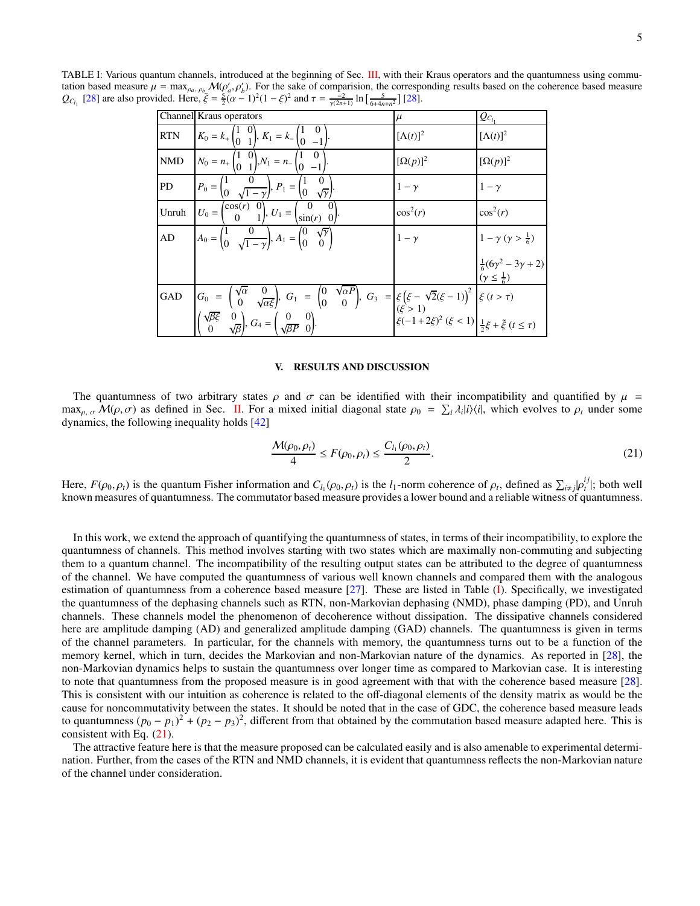TABLE I: Various quantum channels, introduced at the beginning of Sec. III, with their Kraus operators and the quantumness using commutation based measure $\mu = \max_{\rho_a, \rho_b} \mathcal{M}(\rho_a', \rho_b')$. For the sake of comparision, the corresponding results based on the coherence based measure $Q_{C_{l_1}}$ [28] are also provided. Here, $\tilde{\xi} = \frac{5}{2}(\alpha-1)^2(1-\xi)^2$ and $\tau = \frac{-2}{\gamma(2n+1)} \ln\left[\frac{5}{6+4n+n^2}\right]$ [28].

| Channel | Kraus operators | $\mu$ | $Q_{C_{l_1}}$ |
|---|---|---|---|
| RTN | $K_0 = k_+ \begin{pmatrix} 1 & 0 \\ 0 & 1 \end{pmatrix}$, $K_1 = k_- \begin{pmatrix} 1 & 0 \\ 0 & -1 \end{pmatrix}$. | $[\Lambda(t)]^2$ | $[\Lambda(t)]^2$ |
| NMD | $N_0 = n_+ \begin{pmatrix} 1 & 0 \\ 0 & 1 \end{pmatrix}$, $N_1 = n_- \begin{pmatrix} 1 & 0 \\ 0 & -1 \end{pmatrix}$. | $[\Omega(p)]^2$ | $[\Omega(p)]^2$ |
| PD | $P_0 = \begin{pmatrix} 1 & 0 \\ 0 & \sqrt{1-\gamma} \end{pmatrix}$, $P_1 = \begin{pmatrix} 1 & 0 \\ 0 & \sqrt{\gamma} \end{pmatrix}$. | $1-\gamma$ | $1-\gamma$ |
| Unruh | $U_0 = \begin{pmatrix} \cos(r) & 0 \\ 0 & 1 \end{pmatrix}$, $U_1 = \begin{pmatrix} 0 & 0 \\ \sin(r) & 0 \end{pmatrix}$. | $\cos^2(r)$ | $\cos^2(r)$ |
| AD | $A_0 = \begin{pmatrix} 1 & 0 \\ 0 & \sqrt{1-\gamma} \end{pmatrix}$, $A_1 = \begin{pmatrix} 0 & \sqrt{\gamma} \\ 0 & 0 \end{pmatrix}$ | $1-\gamma$ | $1-\gamma$ ($\gamma > \frac{1}{6}$); $\frac{1}{6}(6\gamma^2 - 3\gamma + 2)$ ($\gamma \leq \frac{1}{6}$) |
| GAD | $G_0 = \begin{pmatrix} \sqrt{\alpha} & 0 \\ 0 & \sqrt{\alpha\xi} \end{pmatrix}$, $G_1 = \begin{pmatrix} 0 & \sqrt{\alpha P} \\ 0 & 0 \end{pmatrix}$, $G_3 = \begin{pmatrix} \sqrt{\beta\xi} & 0 \\ 0 & \sqrt{\beta} \end{pmatrix}$, $G_4 = \begin{pmatrix} 0 & 0 \\ \sqrt{\beta P} & 0 \end{pmatrix}$. | $\xi\left(\xi - \sqrt{2}(\xi-1)\right)^2$ ($\xi > 1$); $\xi(-1+2\xi)^2$ ($\xi < 1$) | $\xi$ ($t > \tau$); $\frac{1}{2}\xi + \tilde{\xi}$ ($t \leq \tau$) |

## V. RESULTS AND DISCUSSION

The quantumness of two arbitrary states $\rho$ and $\sigma$ can be identified with their incompatibility and quantified by $\mu = \max_{\rho,\sigma} \mathcal{M}(\rho, \sigma)$ as defined in Sec. II. For a mixed initial diagonal state $\rho_0 = \sum_i \lambda_i |i\rangle\langle i|$, which evolves to $\rho_t$ under some dynamics, the following inequality holds [42]

$$\frac{\mathcal{M}(\rho_0, \rho_t)}{4} \leq F(\rho_0, \rho_t) \leq \frac{C_{l_1}(\rho_0, \rho_t)}{2}. \tag{21}$$

Here, $F(\rho_0, \rho_t)$ is the quantum Fisher information and $C_{l_1}(\rho_0, \rho_t)$ is the $l_1$-norm coherence of $\rho_t$, defined as $\sum_{i\neq j} |\rho_t^{ij}|$; both well known measures of quantumness. The commutator based measure provides a lower bound and a reliable witness of quantumness.

In this work, we extend the approach of quantifying the quantumness of states, in terms of their incompatibility, to explore the quantumness of channels. This method involves starting with two states which are maximally non-commuting and subjecting them to a quantum channel. The incompatibility of the resulting output states can be attributed to the degree of quantumness of the channel. We have computed the quantumness of various well known channels and compared them with the analogous estimation of quantumness from a coherence based measure [27]. These are listed in Table (I). Specifically, we investigated the quantumness of the dephasing channels such as RTN, non-Markovian dephasing (NMD), phase damping (PD), and Unruh channels. These channels model the phenomenon of decoherence without dissipation. The dissipative channels considered here are amplitude damping (AD) and generalized amplitude damping (GAD) channels. The quantumness is given in terms of the channel parameters. In particular, for the channels with memory, the quantumness turns out to be a function of the memory kernel, which in turn, decides the Markovian and non-Markovian nature of the dynamics. As reported in [28], the non-Markovian dynamics helps to sustain the quantumness over longer time as compared to Markovian case. It is interesting to note that quantumness from the proposed measure is in good agreement with that with the coherence based measure [28]. This is consistent with our intuition as coherence is related to the off-diagonal elements of the density matrix as would be the cause for noncommutativity between the states. It should be noted that in the case of GDC, the coherence based measure leads to quantumness $(p_0 - p_1)^2 + (p_2 - p_3)^2$, different from that obtained by the commutation based measure adapted here. This is consistent with Eq. (21).

The attractive feature here is that the measure proposed can be calculated easily and is also amenable to experimental determination. Further, from the cases of the RTN and NMD channels, it is evident that quantumness reflects the non-Markovian nature of the channel under consideration.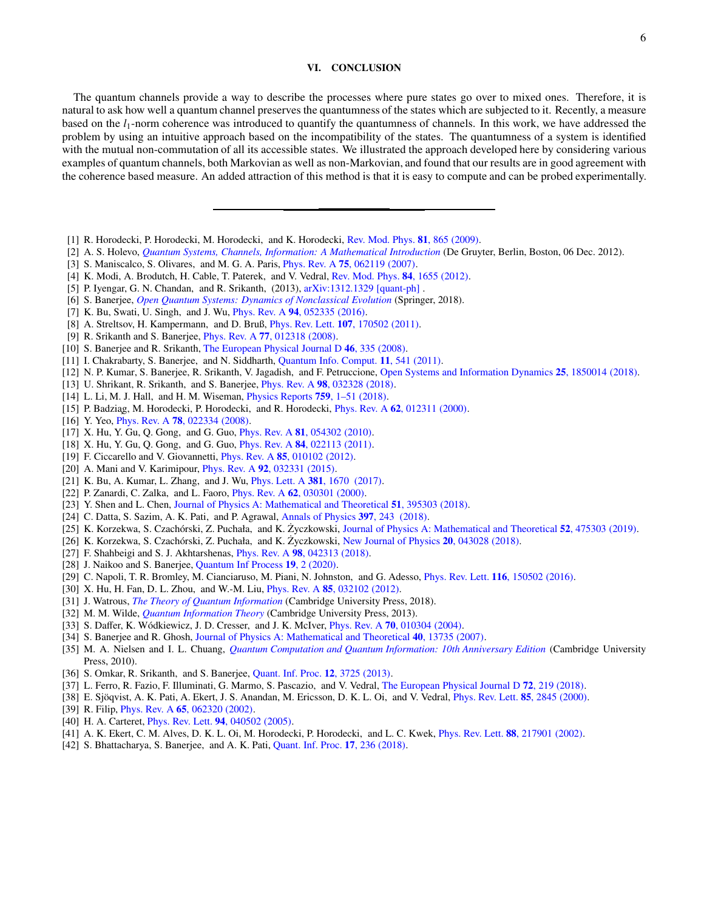## VI. CONCLUSION

The quantum channels provide a way to describe the processes where pure states go over to mixed ones. Therefore, it is natural to ask how well a quantum channel preserves the quantumness of the states which are subjected to it. Recently, a measure based on the $l_1$-norm coherence was introduced to quantify the quantumness of channels. In this work, we have addressed the problem by using an intuitive approach based on the incompatibility of the states. The quantumness of a system is identified with the mutual non-commutation of all its accessible states. We illustrated the approach developed here by considering various examples of quantum channels, both Markovian as well as non-Markovian, and found that our results are in good agreement with the coherence based measure. An added attraction of this method is that it is easy to compute and can be probed experimentally.

---

[1] R. Horodecki, P. Horodecki, M. Horodecki, and K. Horodecki, Rev. Mod. Phys. **81**, 865 (2009).
[2] A. S. Holevo, *Quantum Systems, Channels, Information: A Mathematical Introduction* (De Gruyter, Berlin, Boston, 06 Dec. 2012).
[3] S. Maniscalco, S. Olivares, and M. G. A. Paris, Phys. Rev. A **75**, 062119 (2007).
[4] K. Modi, A. Brodutch, H. Cable, T. Paterek, and V. Vedral, Rev. Mod. Phys. **84**, 1655 (2012).
[5] P. Iyengar, G. N. Chandan, and R. Srikanth, (2013), arXiv:1312.1329 [quant-ph] .
[6] S. Banerjee, *Open Quantum Systems: Dynamics of Nonclassical Evolution* (Springer, 2018).
[7] K. Bu, Swati, U. Singh, and J. Wu, Phys. Rev. A **94**, 052335 (2016).
[8] A. Streltsov, H. Kampermann, and D. Bruß, Phys. Rev. Lett. **107**, 170502 (2011).
[9] R. Srikanth and S. Banerjee, Phys. Rev. A **77**, 012318 (2008).
[10] S. Banerjee and R. Srikanth, The European Physical Journal D **46**, 335 (2008).
[11] I. Chakrabarty, S. Banerjee, and N. Siddharth, Quantum Info. Comput. **11**, 541 (2011).
[12] N. P. Kumar, S. Banerjee, R. Srikanth, V. Jagadish, and F. Petruccione, Open Systems and Information Dynamics **25**, 1850014 (2018).
[13] U. Shrikant, R. Srikanth, and S. Banerjee, Phys. Rev. A **98**, 032328 (2018).
[14] L. Li, M. J. Hall, and H. M. Wiseman, Physics Reports **759**, 1–51 (2018).
[15] P. Badziag, M. Horodecki, P. Horodecki, and R. Horodecki, Phys. Rev. A **62**, 012311 (2000).
[16] Y. Yeo, Phys. Rev. A **78**, 022334 (2008).
[17] X. Hu, Y. Gu, Q. Gong, and G. Guo, Phys. Rev. A **81**, 054302 (2010).
[18] X. Hu, Y. Gu, Q. Gong, and G. Guo, Phys. Rev. A **84**, 022113 (2011).
[19] F. Ciccarello and V. Giovannetti, Phys. Rev. A **85**, 010102 (2012).
[20] A. Mani and V. Karimipour, Phys. Rev. A **92**, 032331 (2015).
[21] K. Bu, A. Kumar, L. Zhang, and J. Wu, Phys. Lett. A **381**, 1670 (2017).
[22] P. Zanardi, C. Zalka, and L. Faoro, Phys. Rev. A **62**, 030301 (2000).
[23] Y. Shen and L. Chen, Journal of Physics A: Mathematical and Theoretical **51**, 395303 (2018).
[24] C. Datta, S. Sazim, A. K. Pati, and P. Agrawal, Annals of Physics **397**, 243 (2018).
[25] K. Korzekwa, S. Czachórski, Z. Puchała, and K. Życzkowski, Journal of Physics A: Mathematical and Theoretical **52**, 475303 (2019).
[26] K. Korzekwa, S. Czachórski, Z. Puchała, and K. Życzkowski, New Journal of Physics **20**, 043028 (2018).
[27] F. Shahbeigi and S. J. Akhtarshenas, Phys. Rev. A **98**, 042313 (2018).
[28] J. Naikoo and S. Banerjee, Quantum Inf Process **19**, 2 (2020).
[29] C. Napoli, T. R. Bromley, M. Cianciaruso, M. Piani, N. Johnston, and G. Adesso, Phys. Rev. Lett. **116**, 150502 (2016).
[30] X. Hu, H. Fan, D. L. Zhou, and W.-M. Liu, Phys. Rev. A **85**, 032102 (2012).
[31] J. Watrous, *The Theory of Quantum Information* (Cambridge University Press, 2018).
[32] M. M. Wilde, *Quantum Information Theory* (Cambridge University Press, 2013).
[33] S. Daffer, K. Wódkiewicz, J. D. Cresser, and J. K. McIver, Phys. Rev. A **70**, 010304 (2004).
[34] S. Banerjee and R. Ghosh, Journal of Physics A: Mathematical and Theoretical **40**, 13735 (2007).
[35] M. A. Nielsen and I. L. Chuang, *Quantum Computation and Quantum Information: 10th Anniversary Edition* (Cambridge University Press, 2010).
[36] S. Omkar, R. Srikanth, and S. Banerjee, Quant. Inf. Proc. **12**, 3725 (2013).
[37] L. Ferro, R. Fazio, F. Illuminati, G. Marmo, S. Pascazio, and V. Vedral, The European Physical Journal D **72**, 219 (2018).
[38] E. Sjöqvist, A. K. Pati, A. Ekert, J. S. Anandan, M. Ericsson, D. K. L. Oi, and V. Vedral, Phys. Rev. Lett. **85**, 2845 (2000).
[39] R. Filip, Phys. Rev. A **65**, 062320 (2002).
[40] H. A. Carteret, Phys. Rev. Lett. **94**, 040502 (2005).
[41] A. K. Ekert, C. M. Alves, D. K. L. Oi, M. Horodecki, P. Horodecki, and L. C. Kwek, Phys. Rev. Lett. **88**, 217901 (2002).
[42] S. Bhattacharya, S. Banerjee, and A. K. Pati, Quant. Inf. Proc. **17**, 236 (2018).